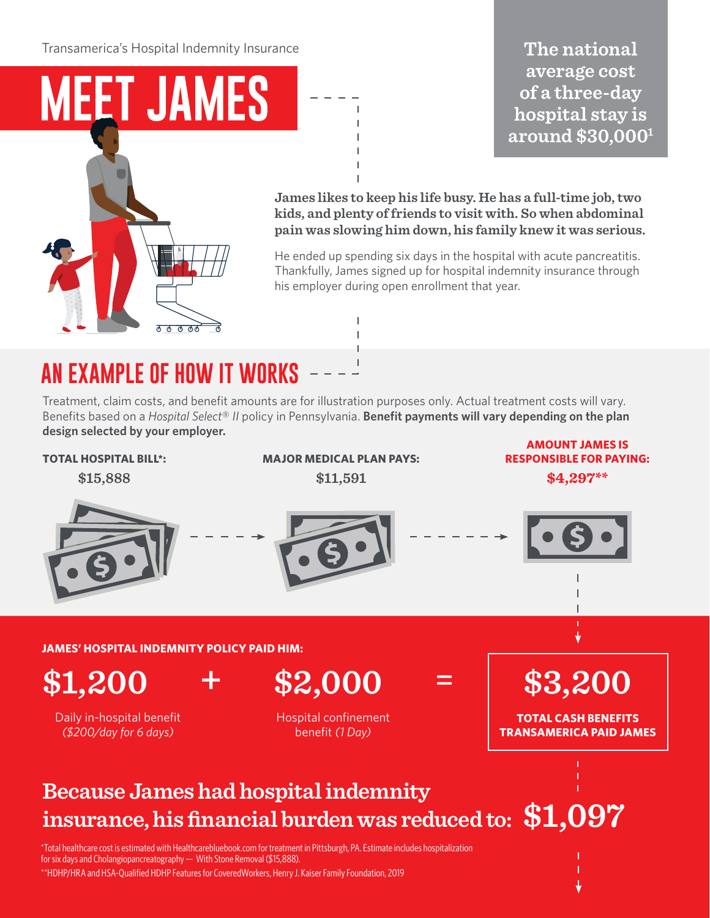Transamerica's Hospital Indemnity Insurance

# MEET JAMES

**The national average cost of a three-day hospital stay is around $30,000[1]**

**James likes to keep his life busy. He has a full-time job, two kids, and plenty of friends to visit with. So when abdominal pain was slowing him down, his family knew it was serious.**

He ended up spending six days in the hospital with acute pancreatitis. Thankfully, James signed up for hospital indemnity insurance through his employer during open enrollment that year.

## AN EXAMPLE OF HOW IT WORKS

Treatment, claim costs, and benefit amounts are for illustration purposes only. Actual treatment costs will vary. Benefits based on a *Hospital Select® II* policy in Pennsylvania. **Benefit payments will vary depending on the plan design selected by your employer.**

| TOTAL HOSPITAL BILL*: | MAJOR MEDICAL PLAN PAYS: | AMOUNT JAMES IS RESPONSIBLE FOR PAYING: |
|---|---|---|
| $15,888 | $11,591 | $4,297** |

**JAMES' HOSPITAL INDEMNITY POLICY PAID HIM:**

**$1,200** + **$2,000** = **$3,200**

- $1,200 — Daily in-hospital benefit *($200/day for 6 days)*
- $2,000 — Hospital confinement benefit *(1 Day)*
- $3,200 — **TOTAL CASH BENEFITS TRANSAMERICA PAID JAMES**

## Because James had hospital indemnity insurance, his financial burden was reduced to: $1,097

*Total healthcare cost is estimated with Healthcarebluebook.com for treatment in Pittsburgh, PA. Estimate includes hospitalization for six days and Cholangiopancreatography — With Stone Removal ($15,888).

**HDHP/HRA and HSA-Qualified HDHP Features for CoveredWorkers, Henry J. Kaiser Family Foundation, 2019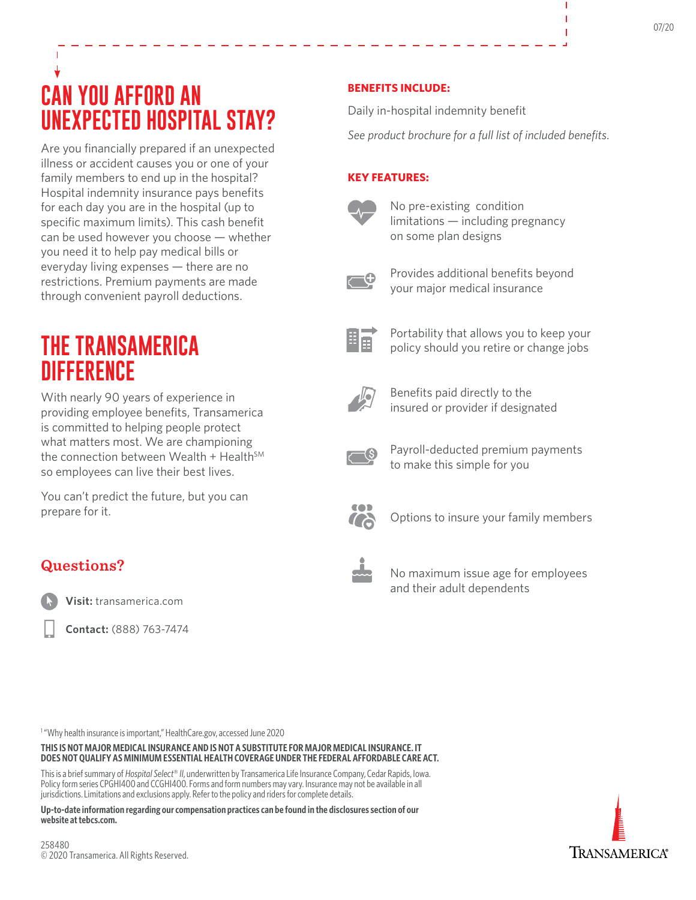# CAN YOU AFFORD AN UNEXPECTED HOSPITAL STAY?

Are you financially prepared if an unexpected illness or accident causes you or one of your family members to end up in the hospital? Hospital indemnity insurance pays benefits for each day you are in the hospital (up to specific maximum limits). This cash benefit can be used however you choose — whether you need it to help pay medical bills or everyday living expenses — there are no restrictions. Premium payments are made through convenient payroll deductions.

# THE TRANSAMERICA DIFFERENCE

With nearly 90 years of experience in providing employee benefits, Transamerica is committed to helping people protect what matters most. We are championing the connection between Wealth + Health℠ so employees can live their best lives.

You can't predict the future, but you can prepare for it.

## Questions?

**Visit:** transamerica.com

**Contact:** (888) 763-7474

**BENEFITS INCLUDE:**

Daily in-hospital indemnity benefit

*See product brochure for a full list of included benefits.*

**KEY FEATURES:**

- No pre-existing condition limitations — including pregnancy on some plan designs
- Provides additional benefits beyond your major medical insurance
- Portability that allows you to keep your policy should you retire or change jobs
- Benefits paid directly to the insured or provider if designated
- Payroll-deducted premium payments to make this simple for you
- Options to insure your family members
- No maximum issue age for employees and their adult dependents

[1] "Why health insurance is important," HealthCare.gov, accessed June 2020

**THIS IS NOT MAJOR MEDICAL INSURANCE AND IS NOT A SUBSTITUTE FOR MAJOR MEDICAL INSURANCE. IT DOES NOT QUALIFY AS MINIMUM ESSENTIAL HEALTH COVERAGE UNDER THE FEDERAL AFFORDABLE CARE ACT.**

This is a brief summary of *Hospital Select® II*, underwritten by Transamerica Life Insurance Company, Cedar Rapids, Iowa. Policy form series CPGHI400 and CCGHI400. Forms and form numbers may vary. Insurance may not be available in all jurisdictions. Limitations and exclusions apply. Refer to the policy and riders for complete details.

**Up-to-date information regarding our compensation practices can be found in the disclosures section of our website at tebcs.com.**

258480
© 2020 Transamerica. All Rights Reserved.

07/20